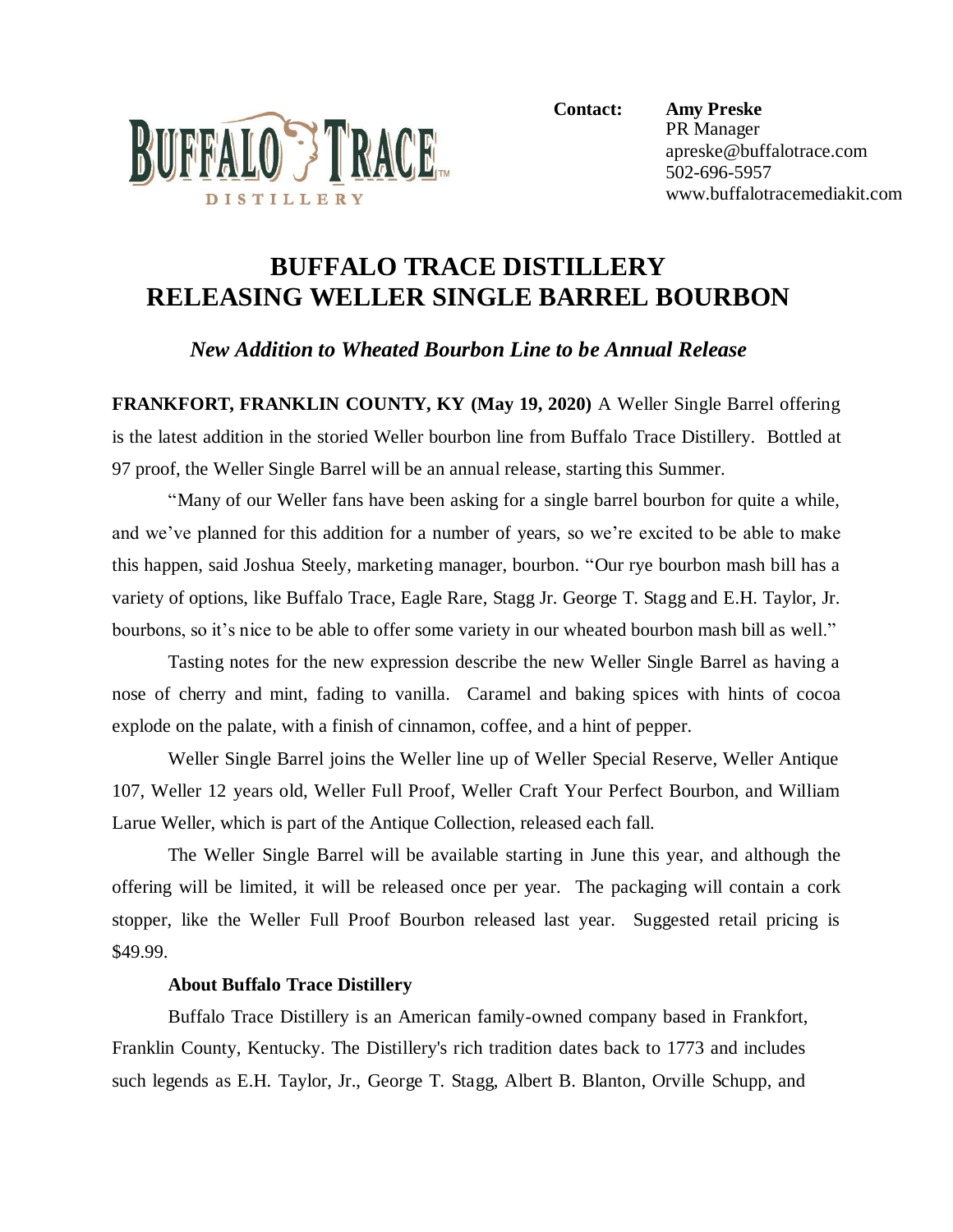**Contact:** **Amy Preske**
PR Manager
apreske@buffalotrace.com
502-696-5957
www.buffalotracemediakit.com

# BUFFALO TRACE DISTILLERY
# RELEASING WELLER SINGLE BARREL BOURBON

***New Addition to Wheated Bourbon Line to be Annual Release***

**FRANKFORT, FRANKLIN COUNTY, KY (May 19, 2020)** A Weller Single Barrel offering is the latest addition in the storied Weller bourbon line from Buffalo Trace Distillery. Bottled at 97 proof, the Weller Single Barrel will be an annual release, starting this Summer.

"Many of our Weller fans have been asking for a single barrel bourbon for quite a while, and we've planned for this addition for a number of years, so we're excited to be able to make this happen, said Joshua Steely, marketing manager, bourbon. "Our rye bourbon mash bill has a variety of options, like Buffalo Trace, Eagle Rare, Stagg Jr. George T. Stagg and E.H. Taylor, Jr. bourbons, so it's nice to be able to offer some variety in our wheated bourbon mash bill as well."

Tasting notes for the new expression describe the new Weller Single Barrel as having a nose of cherry and mint, fading to vanilla. Caramel and baking spices with hints of cocoa explode on the palate, with a finish of cinnamon, coffee, and a hint of pepper.

Weller Single Barrel joins the Weller line up of Weller Special Reserve, Weller Antique 107, Weller 12 years old, Weller Full Proof, Weller Craft Your Perfect Bourbon, and William Larue Weller, which is part of the Antique Collection, released each fall.

The Weller Single Barrel will be available starting in June this year, and although the offering will be limited, it will be released once per year. The packaging will contain a cork stopper, like the Weller Full Proof Bourbon released last year. Suggested retail pricing is $49.99.

**About Buffalo Trace Distillery**

Buffalo Trace Distillery is an American family-owned company based in Frankfort, Franklin County, Kentucky. The Distillery's rich tradition dates back to 1773 and includes such legends as E.H. Taylor, Jr., George T. Stagg, Albert B. Blanton, Orville Schupp, and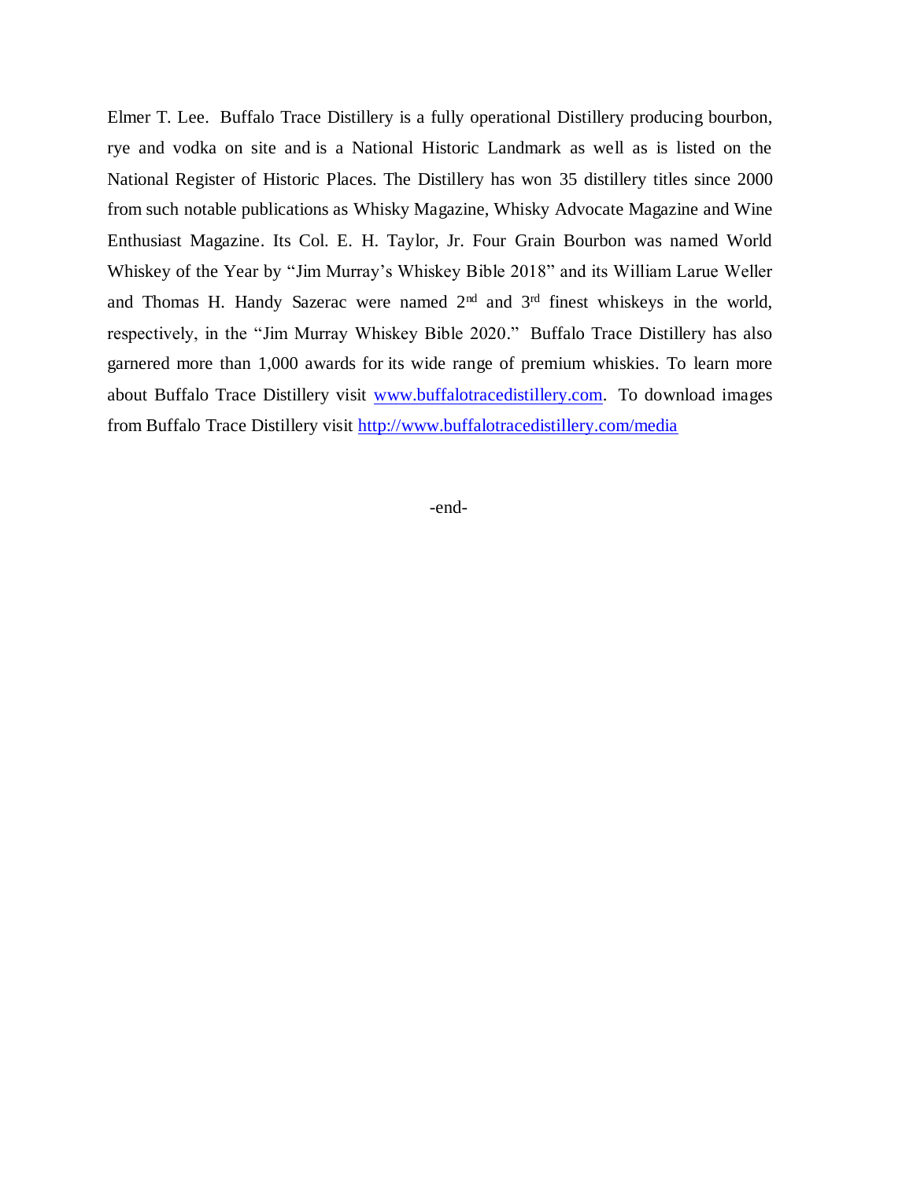Elmer T. Lee. Buffalo Trace Distillery is a fully operational Distillery producing bourbon, rye and vodka on site and is a National Historic Landmark as well as is listed on the National Register of Historic Places. The Distillery has won 35 distillery titles since 2000 from such notable publications as Whisky Magazine, Whisky Advocate Magazine and Wine Enthusiast Magazine. Its Col. E. H. Taylor, Jr. Four Grain Bourbon was named World Whiskey of the Year by "Jim Murray's Whiskey Bible 2018" and its William Larue Weller and Thomas H. Handy Sazerac were named 2nd and 3rd finest whiskeys in the world, respectively, in the "Jim Murray Whiskey Bible 2020." Buffalo Trace Distillery has also garnered more than 1,000 awards for its wide range of premium whiskies. To learn more about Buffalo Trace Distillery visit [www.buffalotracedistillery.com](http://www.buffalotracedistillery.com). To download images from Buffalo Trace Distillery visit [http://www.buffalotracedistillery.com/media](http://www.buffalotracedistillery.com/media)

-end-